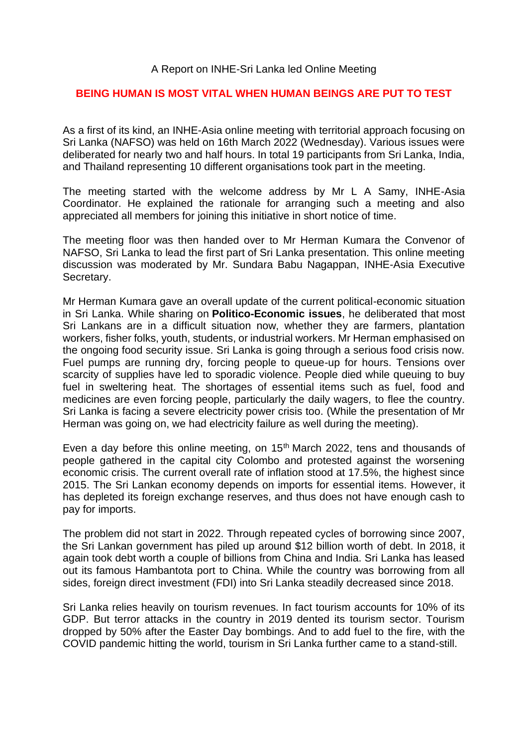A Report on INHE-Sri Lanka led Online Meeting

## BEING HUMAN IS MOST VITAL WHEN HUMAN BEINGS ARE PUT TO TEST

As a first of its kind, an INHE-Asia online meeting with territorial approach focusing on Sri Lanka (NAFSO) was held on 16th March 2022 (Wednesday). Various issues were deliberated for nearly two and half hours. In total 19 participants from Sri Lanka, India, and Thailand representing 10 different organisations took part in the meeting.

The meeting started with the welcome address by Mr L A Samy, INHE-Asia Coordinator. He explained the rationale for arranging such a meeting and also appreciated all members for joining this initiative in short notice of time.

The meeting floor was then handed over to Mr Herman Kumara the Convenor of NAFSO, Sri Lanka to lead the first part of Sri Lanka presentation. This online meeting discussion was moderated by Mr. Sundara Babu Nagappan, INHE-Asia Executive Secretary.

Mr Herman Kumara gave an overall update of the current political-economic situation in Sri Lanka. While sharing on **Politico-Economic issues**, he deliberated that most Sri Lankans are in a difficult situation now, whether they are farmers, plantation workers, fisher folks, youth, students, or industrial workers. Mr Herman emphasised on the ongoing food security issue. Sri Lanka is going through a serious food crisis now. Fuel pumps are running dry, forcing people to queue-up for hours. Tensions over scarcity of supplies have led to sporadic violence. People died while queuing to buy fuel in sweltering heat. The shortages of essential items such as fuel, food and medicines are even forcing people, particularly the daily wagers, to flee the country. Sri Lanka is facing a severe electricity power crisis too. (While the presentation of Mr Herman was going on, we had electricity failure as well during the meeting).

Even a day before this online meeting, on 15th March 2022, tens and thousands of people gathered in the capital city Colombo and protested against the worsening economic crisis. The current overall rate of inflation stood at 17.5%, the highest since 2015. The Sri Lankan economy depends on imports for essential items. However, it has depleted its foreign exchange reserves, and thus does not have enough cash to pay for imports.

The problem did not start in 2022. Through repeated cycles of borrowing since 2007, the Sri Lankan government has piled up around $12 billion worth of debt. In 2018, it again took debt worth a couple of billions from China and India. Sri Lanka has leased out its famous Hambantota port to China. While the country was borrowing from all sides, foreign direct investment (FDI) into Sri Lanka steadily decreased since 2018.

Sri Lanka relies heavily on tourism revenues. In fact tourism accounts for 10% of its GDP. But terror attacks in the country in 2019 dented its tourism sector. Tourism dropped by 50% after the Easter Day bombings. And to add fuel to the fire, with the COVID pandemic hitting the world, tourism in Sri Lanka further came to a stand-still.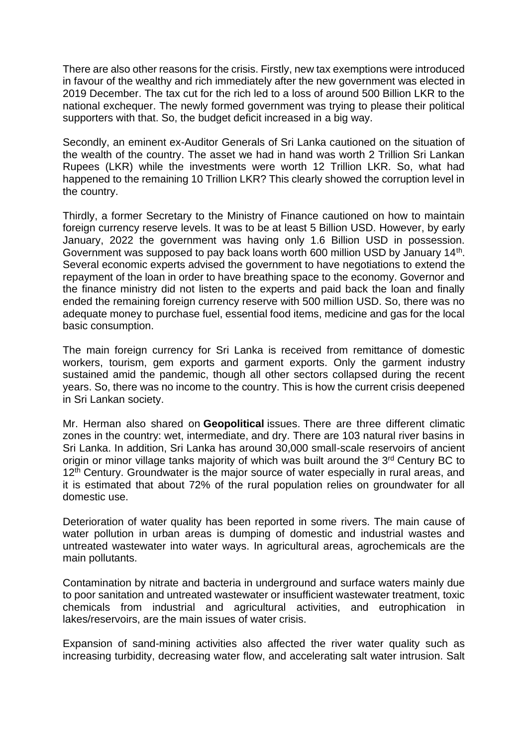There are also other reasons for the crisis. Firstly, new tax exemptions were introduced in favour of the wealthy and rich immediately after the new government was elected in 2019 December. The tax cut for the rich led to a loss of around 500 Billion LKR to the national exchequer. The newly formed government was trying to please their political supporters with that. So, the budget deficit increased in a big way.

Secondly, an eminent ex-Auditor Generals of Sri Lanka cautioned on the situation of the wealth of the country. The asset we had in hand was worth 2 Trillion Sri Lankan Rupees (LKR) while the investments were worth 12 Trillion LKR. So, what had happened to the remaining 10 Trillion LKR? This clearly showed the corruption level in the country.

Thirdly, a former Secretary to the Ministry of Finance cautioned on how to maintain foreign currency reserve levels. It was to be at least 5 Billion USD. However, by early January, 2022 the government was having only 1.6 Billion USD in possession. Government was supposed to pay back loans worth 600 million USD by January 14th. Several economic experts advised the government to have negotiations to extend the repayment of the loan in order to have breathing space to the economy. Governor and the finance ministry did not listen to the experts and paid back the loan and finally ended the remaining foreign currency reserve with 500 million USD. So, there was no adequate money to purchase fuel, essential food items, medicine and gas for the local basic consumption.

The main foreign currency for Sri Lanka is received from remittance of domestic workers, tourism, gem exports and garment exports. Only the garment industry sustained amid the pandemic, though all other sectors collapsed during the recent years. So, there was no income to the country. This is how the current crisis deepened in Sri Lankan society.

Mr. Herman also shared on **Geopolitical** issues. There are three different climatic zones in the country: wet, intermediate, and dry. There are 103 natural river basins in Sri Lanka. In addition, Sri Lanka has around 30,000 small-scale reservoirs of ancient origin or minor village tanks majority of which was built around the 3rd Century BC to 12th Century. Groundwater is the major source of water especially in rural areas, and it is estimated that about 72% of the rural population relies on groundwater for all domestic use.

Deterioration of water quality has been reported in some rivers. The main cause of water pollution in urban areas is dumping of domestic and industrial wastes and untreated wastewater into water ways. In agricultural areas, agrochemicals are the main pollutants.

Contamination by nitrate and bacteria in underground and surface waters mainly due to poor sanitation and untreated wastewater or insufficient wastewater treatment, toxic chemicals from industrial and agricultural activities, and eutrophication in lakes/reservoirs, are the main issues of water crisis.

Expansion of sand-mining activities also affected the river water quality such as increasing turbidity, decreasing water flow, and accelerating salt water intrusion. Salt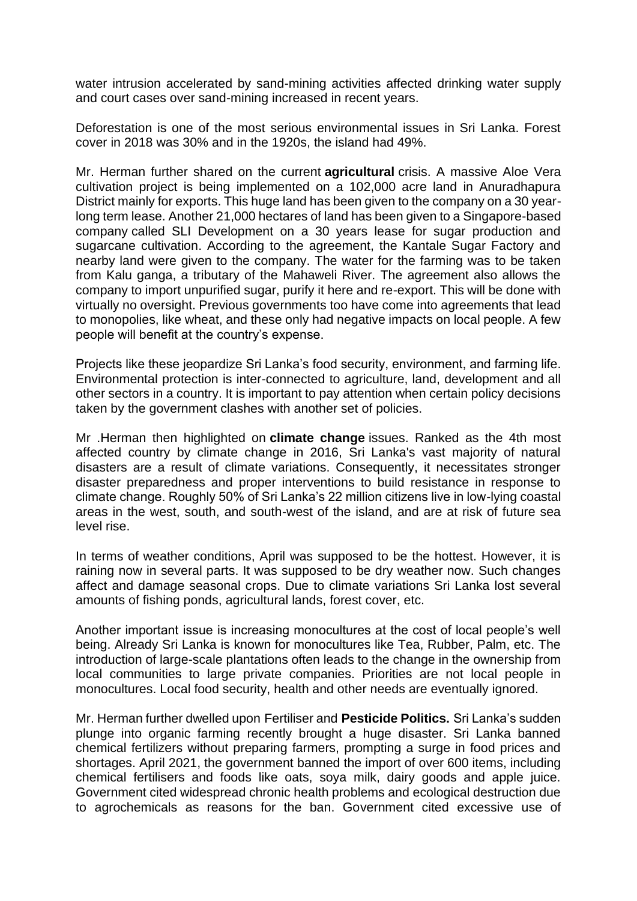water intrusion accelerated by sand-mining activities affected drinking water supply and court cases over sand-mining increased in recent years.

Deforestation is one of the most serious environmental issues in Sri Lanka. Forest cover in 2018 was 30% and in the 1920s, the island had 49%.

Mr. Herman further shared on the current **agricultural** crisis. A massive Aloe Vera cultivation project is being implemented on a 102,000 acre land in Anuradhapura District mainly for exports. This huge land has been given to the company on a 30 year-long term lease. Another 21,000 hectares of land has been given to a Singapore-based company called SLI Development on a 30 years lease for sugar production and sugarcane cultivation. According to the agreement, the Kantale Sugar Factory and nearby land were given to the company. The water for the farming was to be taken from Kalu ganga, a tributary of the Mahaweli River. The agreement also allows the company to import unpurified sugar, purify it here and re-export. This will be done with virtually no oversight. Previous governments too have come into agreements that lead to monopolies, like wheat, and these only had negative impacts on local people. A few people will benefit at the country's expense.

Projects like these jeopardize Sri Lanka's food security, environment, and farming life. Environmental protection is inter-connected to agriculture, land, development and all other sectors in a country. It is important to pay attention when certain policy decisions taken by the government clashes with another set of policies.

Mr .Herman then highlighted on **climate change** issues. Ranked as the 4th most affected country by climate change in 2016, Sri Lanka's vast majority of natural disasters are a result of climate variations. Consequently, it necessitates stronger disaster preparedness and proper interventions to build resistance in response to climate change. Roughly 50% of Sri Lanka's 22 million citizens live in low-lying coastal areas in the west, south, and south-west of the island, and are at risk of future sea level rise.

In terms of weather conditions, April was supposed to be the hottest. However, it is raining now in several parts. It was supposed to be dry weather now. Such changes affect and damage seasonal crops. Due to climate variations Sri Lanka lost several amounts of fishing ponds, agricultural lands, forest cover, etc.

Another important issue is increasing monocultures at the cost of local people's well being. Already Sri Lanka is known for monocultures like Tea, Rubber, Palm, etc. The introduction of large-scale plantations often leads to the change in the ownership from local communities to large private companies. Priorities are not local people in monocultures. Local food security, health and other needs are eventually ignored.

Mr. Herman further dwelled upon Fertiliser and **Pesticide Politics.** Sri Lanka's sudden plunge into organic farming recently brought a huge disaster. Sri Lanka banned chemical fertilizers without preparing farmers, prompting a surge in food prices and shortages. April 2021, the government banned the import of over 600 items, including chemical fertilisers and foods like oats, soya milk, dairy goods and apple juice. Government cited widespread chronic health problems and ecological destruction due to agrochemicals as reasons for the ban. Government cited excessive use of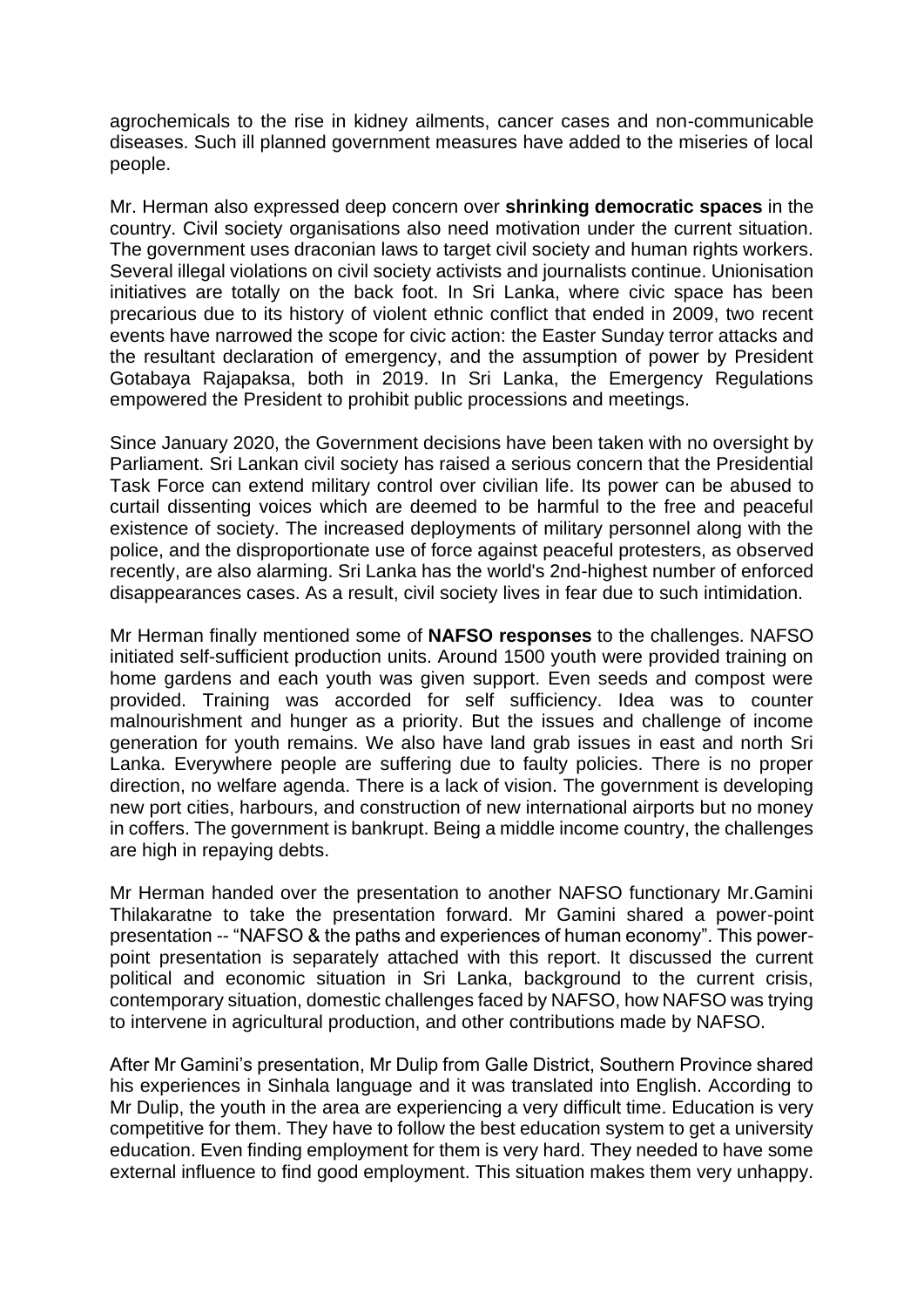agrochemicals to the rise in kidney ailments, cancer cases and non-communicable diseases. Such ill planned government measures have added to the miseries of local people.

Mr. Herman also expressed deep concern over **shrinking democratic spaces** in the country. Civil society organisations also need motivation under the current situation. The government uses draconian laws to target civil society and human rights workers. Several illegal violations on civil society activists and journalists continue. Unionisation initiatives are totally on the back foot. In Sri Lanka, where civic space has been precarious due to its history of violent ethnic conflict that ended in 2009, two recent events have narrowed the scope for civic action: the Easter Sunday terror attacks and the resultant declaration of emergency, and the assumption of power by President Gotabaya Rajapaksa, both in 2019. In Sri Lanka, the Emergency Regulations empowered the President to prohibit public processions and meetings.

Since January 2020, the Government decisions have been taken with no oversight by Parliament. Sri Lankan civil society has raised a serious concern that the Presidential Task Force can extend military control over civilian life. Its power can be abused to curtail dissenting voices which are deemed to be harmful to the free and peaceful existence of society. The increased deployments of military personnel along with the police, and the disproportionate use of force against peaceful protesters, as observed recently, are also alarming. Sri Lanka has the world's 2nd-highest number of enforced disappearances cases. As a result, civil society lives in fear due to such intimidation.

Mr Herman finally mentioned some of **NAFSO responses** to the challenges. NAFSO initiated self-sufficient production units. Around 1500 youth were provided training on home gardens and each youth was given support. Even seeds and compost were provided. Training was accorded for self sufficiency. Idea was to counter malnourishment and hunger as a priority. But the issues and challenge of income generation for youth remains. We also have land grab issues in east and north Sri Lanka. Everywhere people are suffering due to faulty policies. There is no proper direction, no welfare agenda. There is a lack of vision. The government is developing new port cities, harbours, and construction of new international airports but no money in coffers. The government is bankrupt. Being a middle income country, the challenges are high in repaying debts.

Mr Herman handed over the presentation to another NAFSO functionary Mr.Gamini Thilakaratne to take the presentation forward. Mr Gamini shared a power-point presentation -- "NAFSO & the paths and experiences of human economy". This power-point presentation is separately attached with this report. It discussed the current political and economic situation in Sri Lanka, background to the current crisis, contemporary situation, domestic challenges faced by NAFSO, how NAFSO was trying to intervene in agricultural production, and other contributions made by NAFSO.

After Mr Gamini's presentation, Mr Dulip from Galle District, Southern Province shared his experiences in Sinhala language and it was translated into English. According to Mr Dulip, the youth in the area are experiencing a very difficult time. Education is very competitive for them. They have to follow the best education system to get a university education. Even finding employment for them is very hard. They needed to have some external influence to find good employment. This situation makes them very unhappy.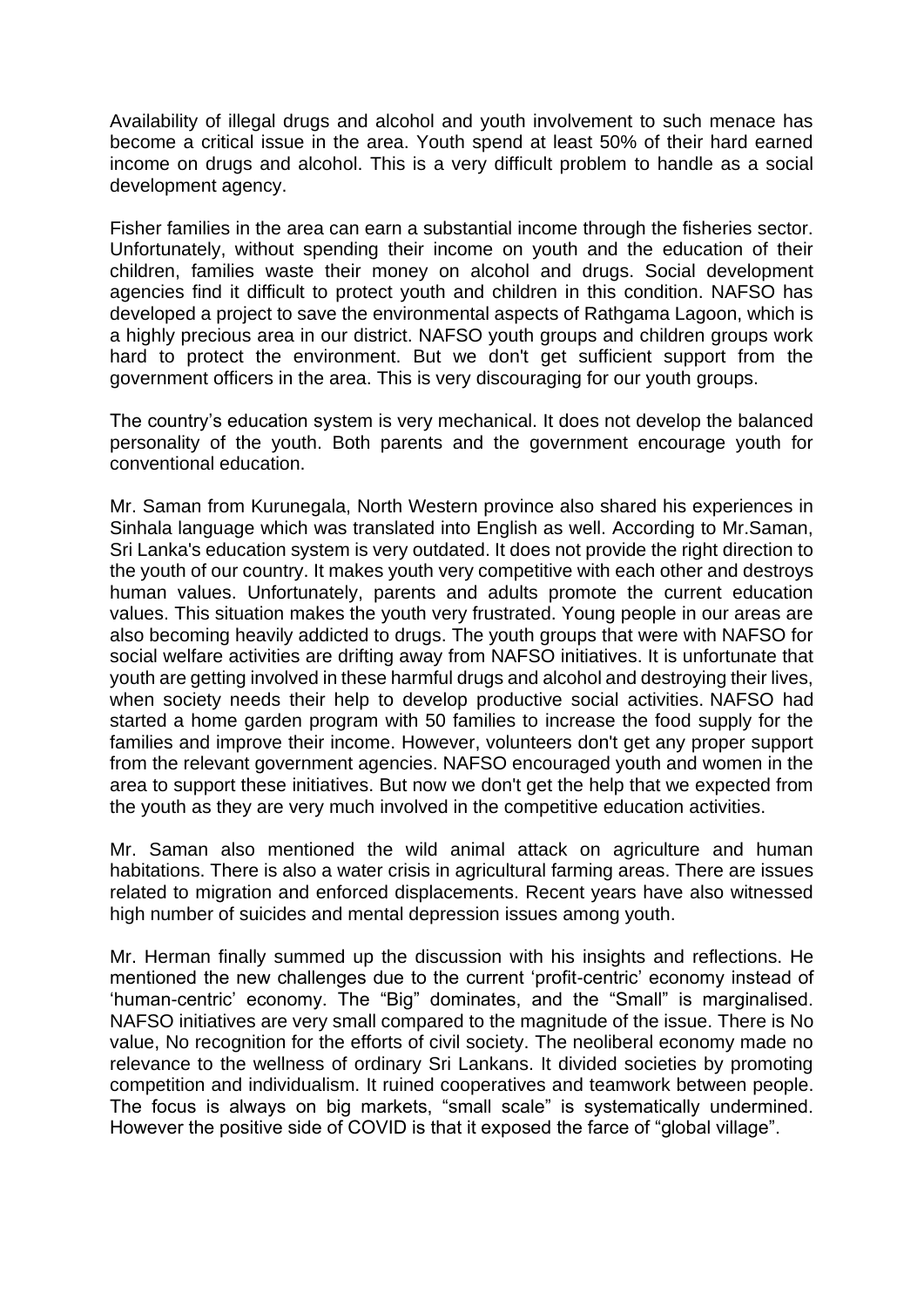Availability of illegal drugs and alcohol and youth involvement to such menace has become a critical issue in the area. Youth spend at least 50% of their hard earned income on drugs and alcohol. This is a very difficult problem to handle as a social development agency.

Fisher families in the area can earn a substantial income through the fisheries sector. Unfortunately, without spending their income on youth and the education of their children, families waste their money on alcohol and drugs. Social development agencies find it difficult to protect youth and children in this condition. NAFSO has developed a project to save the environmental aspects of Rathgama Lagoon, which is a highly precious area in our district. NAFSO youth groups and children groups work hard to protect the environment. But we don't get sufficient support from the government officers in the area. This is very discouraging for our youth groups.

The country's education system is very mechanical. It does not develop the balanced personality of the youth. Both parents and the government encourage youth for conventional education.

Mr. Saman from Kurunegala, North Western province also shared his experiences in Sinhala language which was translated into English as well. According to Mr.Saman, Sri Lanka's education system is very outdated. It does not provide the right direction to the youth of our country. It makes youth very competitive with each other and destroys human values. Unfortunately, parents and adults promote the current education values. This situation makes the youth very frustrated. Young people in our areas are also becoming heavily addicted to drugs. The youth groups that were with NAFSO for social welfare activities are drifting away from NAFSO initiatives. It is unfortunate that youth are getting involved in these harmful drugs and alcohol and destroying their lives, when society needs their help to develop productive social activities. NAFSO had started a home garden program with 50 families to increase the food supply for the families and improve their income. However, volunteers don't get any proper support from the relevant government agencies. NAFSO encouraged youth and women in the area to support these initiatives. But now we don't get the help that we expected from the youth as they are very much involved in the competitive education activities.

Mr. Saman also mentioned the wild animal attack on agriculture and human habitations. There is also a water crisis in agricultural farming areas. There are issues related to migration and enforced displacements. Recent years have also witnessed high number of suicides and mental depression issues among youth.

Mr. Herman finally summed up the discussion with his insights and reflections. He mentioned the new challenges due to the current 'profit-centric' economy instead of 'human-centric' economy. The "Big" dominates, and the "Small" is marginalised. NAFSO initiatives are very small compared to the magnitude of the issue. There is No value, No recognition for the efforts of civil society. The neoliberal economy made no relevance to the wellness of ordinary Sri Lankans. It divided societies by promoting competition and individualism. It ruined cooperatives and teamwork between people. The focus is always on big markets, "small scale" is systematically undermined. However the positive side of COVID is that it exposed the farce of "global village".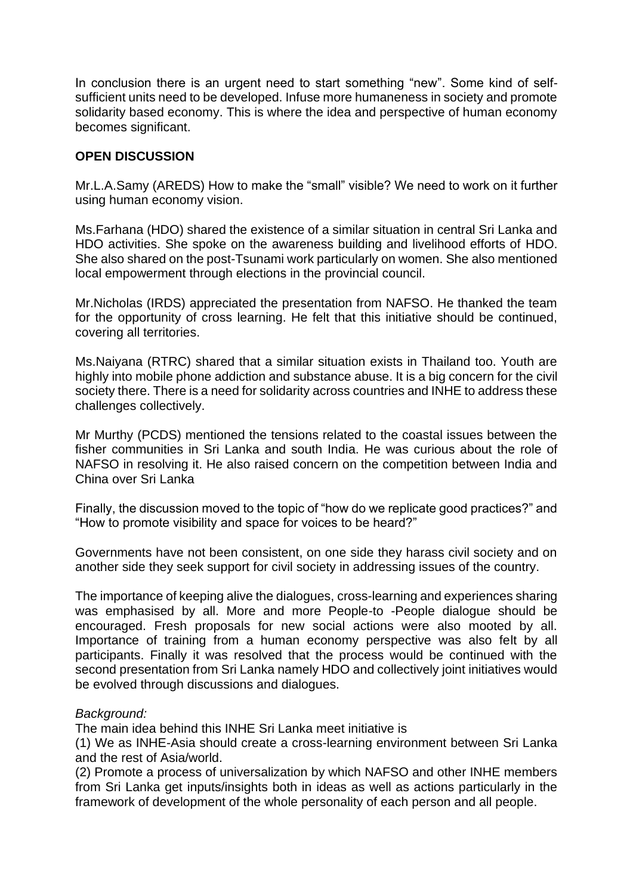In conclusion there is an urgent need to start something "new". Some kind of self-sufficient units need to be developed. Infuse more humaneness in society and promote solidarity based economy. This is where the idea and perspective of human economy becomes significant.

## OPEN DISCUSSION

Mr.L.A.Samy (AREDS) How to make the "small" visible? We need to work on it further using human economy vision.

Ms.Farhana (HDO) shared the existence of a similar situation in central Sri Lanka and HDO activities. She spoke on the awareness building and livelihood efforts of HDO. She also shared on the post-Tsunami work particularly on women. She also mentioned local empowerment through elections in the provincial council.

Mr.Nicholas (IRDS) appreciated the presentation from NAFSO. He thanked the team for the opportunity of cross learning. He felt that this initiative should be continued, covering all territories.

Ms.Naiyana (RTRC) shared that a similar situation exists in Thailand too. Youth are highly into mobile phone addiction and substance abuse. It is a big concern for the civil society there. There is a need for solidarity across countries and INHE to address these challenges collectively.

Mr Murthy (PCDS) mentioned the tensions related to the coastal issues between the fisher communities in Sri Lanka and south India. He was curious about the role of NAFSO in resolving it. He also raised concern on the competition between India and China over Sri Lanka

Finally, the discussion moved to the topic of "how do we replicate good practices?" and "How to promote visibility and space for voices to be heard?"

Governments have not been consistent, on one side they harass civil society and on another side they seek support for civil society in addressing issues of the country.

The importance of keeping alive the dialogues, cross-learning and experiences sharing was emphasised by all. More and more People-to -People dialogue should be encouraged. Fresh proposals for new social actions were also mooted by all. Importance of training from a human economy perspective was also felt by all participants. Finally it was resolved that the process would be continued with the second presentation from Sri Lanka namely HDO and collectively joint initiatives would be evolved through discussions and dialogues.

*Background:*

The main idea behind this INHE Sri Lanka meet initiative is

(1) We as INHE-Asia should create a cross-learning environment between Sri Lanka and the rest of Asia/world.

(2) Promote a process of universalization by which NAFSO and other INHE members from Sri Lanka get inputs/insights both in ideas as well as actions particularly in the framework of development of the whole personality of each person and all people.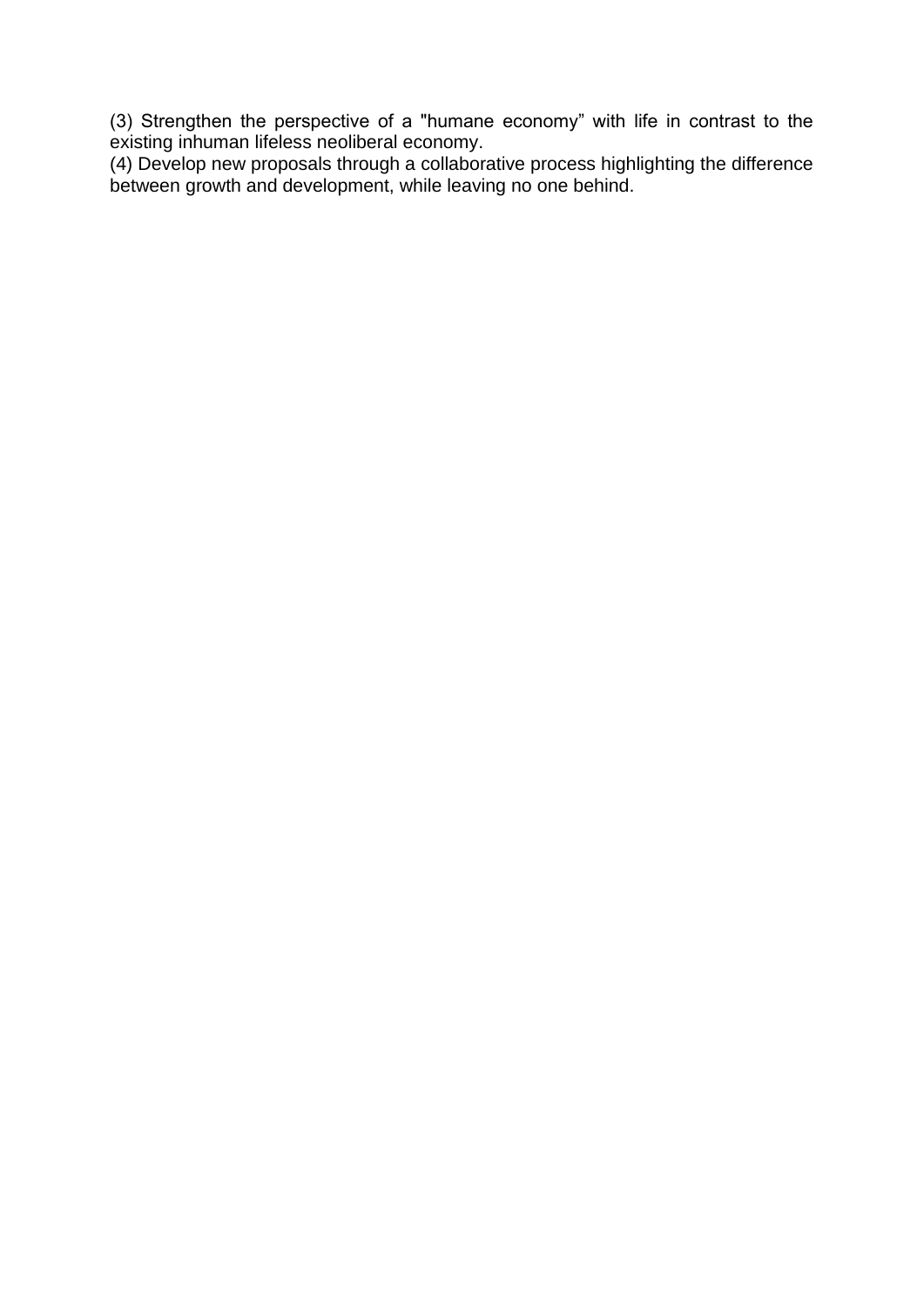(3) Strengthen the perspective of a "humane economy" with life in contrast to the existing inhuman lifeless neoliberal economy.

(4) Develop new proposals through a collaborative process highlighting the difference between growth and development, while leaving no one behind.